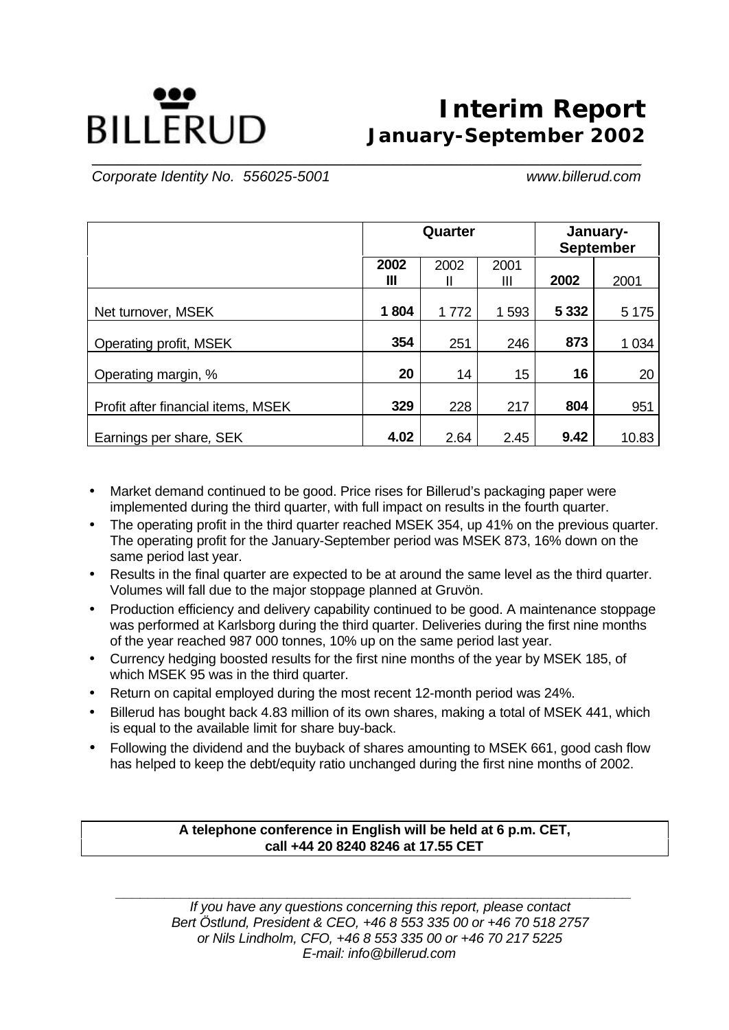# BILLERUD

# Interim Report
## January-September 2002

*Corporate Identity No. 556025-5001* *www.billerud.com*

| | Quarter | | | January-September | |
|---|---|---|---|---|---|
| | **2002 III** | 2002 II | 2001 III | **2002** | 2001 |
| Net turnover, MSEK | **1 804** | 1 772 | 1 593 | **5 332** | 5 175 |
| Operating profit, MSEK | **354** | 251 | 246 | **873** | 1 034 |
| Operating margin, % | **20** | 14 | 15 | **16** | 20 |
| Profit after financial items, MSEK | **329** | 228 | 217 | **804** | 951 |
| Earnings per share, SEK | **4.02** | 2.64 | 2.45 | **9.42** | 10.83 |

- Market demand continued to be good. Price rises for Billerud's packaging paper were implemented during the third quarter, with full impact on results in the fourth quarter.
- The operating profit in the third quarter reached MSEK 354, up 41% on the previous quarter. The operating profit for the January-September period was MSEK 873, 16% down on the same period last year.
- Results in the final quarter are expected to be at around the same level as the third quarter. Volumes will fall due to the major stoppage planned at Gruvön.
- Production efficiency and delivery capability continued to be good. A maintenance stoppage was performed at Karlsborg during the third quarter. Deliveries during the first nine months of the year reached 987 000 tonnes, 10% up on the same period last year.
- Currency hedging boosted results for the first nine months of the year by MSEK 185, of which MSEK 95 was in the third quarter.
- Return on capital employed during the most recent 12-month period was 24%.
- Billerud has bought back 4.83 million of its own shares, making a total of MSEK 441, which is equal to the available limit for share buy-back.
- Following the dividend and the buyback of shares amounting to MSEK 661, good cash flow has helped to keep the debt/equity ratio unchanged during the first nine months of 2002.

**A telephone conference in English will be held at 6 p.m. CET,**
**call +44 20 8240 8246 at 17.55 CET**

*If you have any questions concerning this report, please contact*
*Bert Östlund, President & CEO, +46 8 553 335 00 or +46 70 518 2757*
*or Nils Lindholm, CFO, +46 8 553 335 00 or +46 70 217 5225*
*E-mail: info@billerud.com*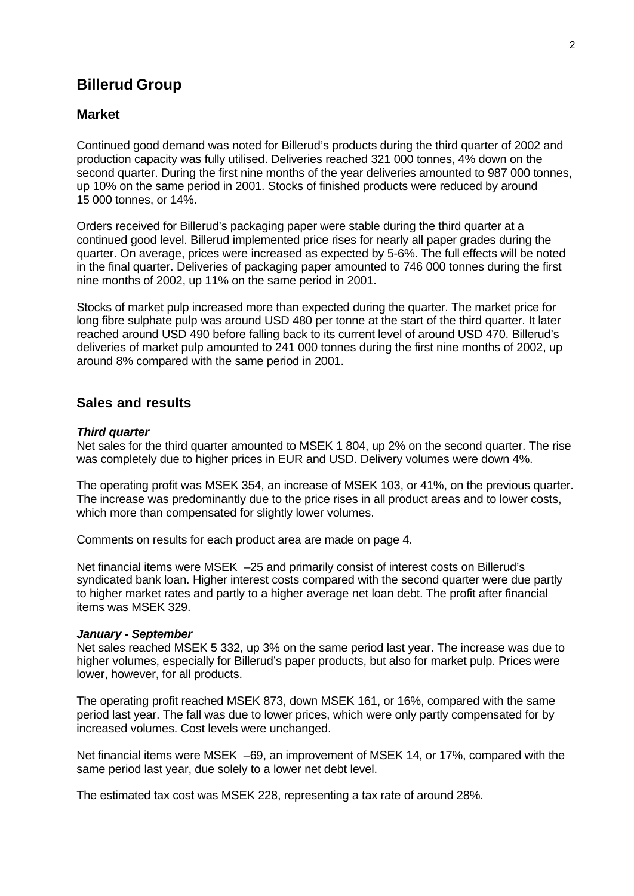# Billerud Group

## Market

Continued good demand was noted for Billerud's products during the third quarter of 2002 and production capacity was fully utilised. Deliveries reached 321 000 tonnes, 4% down on the second quarter. During the first nine months of the year deliveries amounted to 987 000 tonnes, up 10% on the same period in 2001. Stocks of finished products were reduced by around 15 000 tonnes, or 14%.

Orders received for Billerud's packaging paper were stable during the third quarter at a continued good level. Billerud implemented price rises for nearly all paper grades during the quarter. On average, prices were increased as expected by 5-6%. The full effects will be noted in the final quarter. Deliveries of packaging paper amounted to 746 000 tonnes during the first nine months of 2002, up 11% on the same period in 2001.

Stocks of market pulp increased more than expected during the quarter. The market price for long fibre sulphate pulp was around USD 480 per tonne at the start of the third quarter. It later reached around USD 490 before falling back to its current level of around USD 470. Billerud's deliveries of market pulp amounted to 241 000 tonnes during the first nine months of 2002, up around 8% compared with the same period in 2001.

## Sales and results

***Third quarter***

Net sales for the third quarter amounted to MSEK 1 804, up 2% on the second quarter. The rise was completely due to higher prices in EUR and USD. Delivery volumes were down 4%.

The operating profit was MSEK 354, an increase of MSEK 103, or 41%, on the previous quarter. The increase was predominantly due to the price rises in all product areas and to lower costs, which more than compensated for slightly lower volumes.

Comments on results for each product area are made on page 4.

Net financial items were MSEK –25 and primarily consist of interest costs on Billerud's syndicated bank loan. Higher interest costs compared with the second quarter were due partly to higher market rates and partly to a higher average net loan debt. The profit after financial items was MSEK 329.

***January - September***

Net sales reached MSEK 5 332, up 3% on the same period last year. The increase was due to higher volumes, especially for Billerud's paper products, but also for market pulp. Prices were lower, however, for all products.

The operating profit reached MSEK 873, down MSEK 161, or 16%, compared with the same period last year. The fall was due to lower prices, which were only partly compensated for by increased volumes. Cost levels were unchanged.

Net financial items were MSEK –69, an improvement of MSEK 14, or 17%, compared with the same period last year, due solely to a lower net debt level.

The estimated tax cost was MSEK 228, representing a tax rate of around 28%.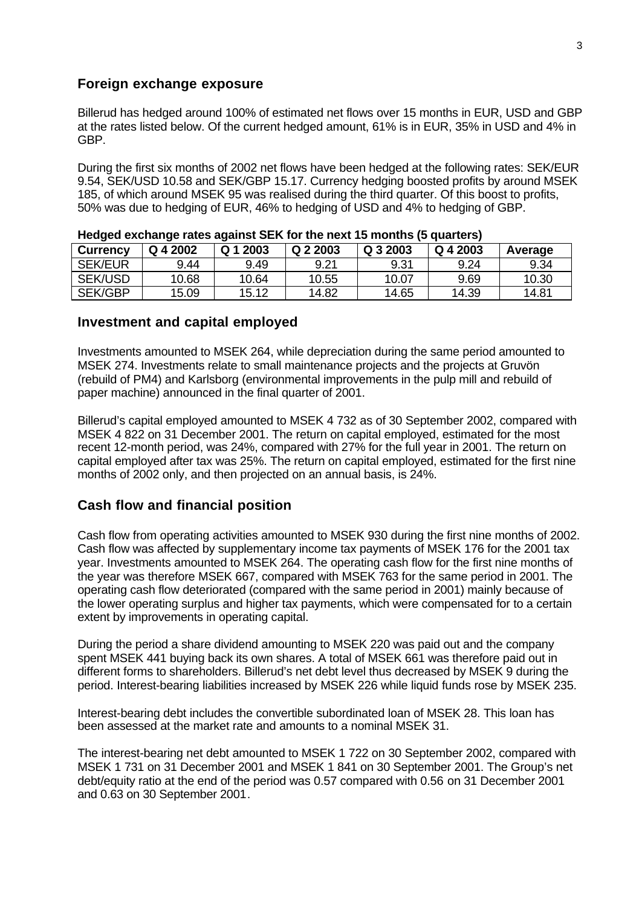## Foreign exchange exposure

Billerud has hedged around 100% of estimated net flows over 15 months in EUR, USD and GBP at the rates listed below. Of the current hedged amount, 61% is in EUR, 35% in USD and 4% in GBP.

During the first six months of 2002 net flows have been hedged at the following rates: SEK/EUR 9.54, SEK/USD 10.58 and SEK/GBP 15.17. Currency hedging boosted profits by around MSEK 185, of which around MSEK 95 was realised during the third quarter. Of this boost to profits, 50% was due to hedging of EUR, 46% to hedging of USD and 4% to hedging of GBP.

**Hedged exchange rates against SEK for the next 15 months (5 quarters)**

| Currency | Q 4 2002 | Q 1 2003 | Q 2 2003 | Q 3 2003 | Q 4 2003 | Average |
|---|---|---|---|---|---|---|
| SEK/EUR | 9.44 | 9.49 | 9.21 | 9.31 | 9.24 | 9.34 |
| SEK/USD | 10.68 | 10.64 | 10.55 | 10.07 | 9.69 | 10.30 |
| SEK/GBP | 15.09 | 15.12 | 14.82 | 14.65 | 14.39 | 14.81 |

## Investment and capital employed

Investments amounted to MSEK 264, while depreciation during the same period amounted to MSEK 274. Investments relate to small maintenance projects and the projects at Gruvön (rebuild of PM4) and Karlsborg (environmental improvements in the pulp mill and rebuild of paper machine) announced in the final quarter of 2001.

Billerud's capital employed amounted to MSEK 4 732 as of 30 September 2002, compared with MSEK 4 822 on 31 December 2001. The return on capital employed, estimated for the most recent 12-month period, was 24%, compared with 27% for the full year in 2001. The return on capital employed after tax was 25%. The return on capital employed, estimated for the first nine months of 2002 only, and then projected on an annual basis, is 24%.

## Cash flow and financial position

Cash flow from operating activities amounted to MSEK 930 during the first nine months of 2002. Cash flow was affected by supplementary income tax payments of MSEK 176 for the 2001 tax year. Investments amounted to MSEK 264. The operating cash flow for the first nine months of the year was therefore MSEK 667, compared with MSEK 763 for the same period in 2001. The operating cash flow deteriorated (compared with the same period in 2001) mainly because of the lower operating surplus and higher tax payments, which were compensated for to a certain extent by improvements in operating capital.

During the period a share dividend amounting to MSEK 220 was paid out and the company spent MSEK 441 buying back its own shares. A total of MSEK 661 was therefore paid out in different forms to shareholders. Billerud's net debt level thus decreased by MSEK 9 during the period. Interest-bearing liabilities increased by MSEK 226 while liquid funds rose by MSEK 235.

Interest-bearing debt includes the convertible subordinated loan of MSEK 28. This loan has been assessed at the market rate and amounts to a nominal MSEK 31.

The interest-bearing net debt amounted to MSEK 1 722 on 30 September 2002, compared with MSEK 1 731 on 31 December 2001 and MSEK 1 841 on 30 September 2001. The Group's net debt/equity ratio at the end of the period was 0.57 compared with 0.56 on 31 December 2001 and 0.63 on 30 September 2001.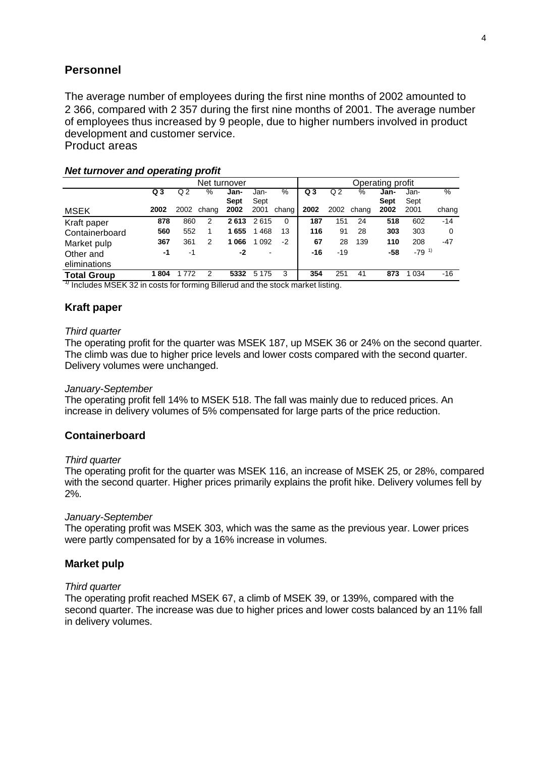## Personnel

The average number of employees during the first nine months of 2002 amounted to 2 366, compared with 2 357 during the first nine months of 2001. The average number of employees thus increased by 9 people, due to higher numbers involved in product development and customer service.

Product areas

***Net turnover and operating profit***

| | Net turnover | | | | | | Operating profit | | | | | |
|---|---|---|---|---|---|---|---|---|---|---|---|---|
| MSEK | **Q 3 2002** | Q 2 2002 | % chang | **Jan-Sept 2002** | Jan-Sept 2001 | % chang | **Q 3 2002** | Q 2 2002 | % chang | **Jan-Sept 2002** | Jan-Sept 2001 | % chang |
| Kraft paper | **878** | 860 | 2 | **2 613** | 2 615 | 0 | **187** | 151 | 24 | **518** | 602 | -14 |
| Containerboard | **560** | 552 | 1 | **1 655** | 1 468 | 13 | **116** | 91 | 28 | **303** | 303 | 0 |
| Market pulp | **367** | 361 | 2 | **1 066** | 1 092 | -2 | **67** | 28 | 139 | **110** | 208 | -47 |
| Other and eliminations | **-1** | -1 | | **-2** | - | | **-16** | -19 | | **-58** | -79 [1)] | |
| **Total Group** | **1 804** | 1 772 | 2 | **5332** | 5 175 | 3 | **354** | 251 | 41 | **873** | 1 034 | -16 |

[1)] Includes MSEK 32 in costs for forming Billerud and the stock market listing.

## Kraft paper

*Third quarter*

The operating profit for the quarter was MSEK 187, up MSEK 36 or 24% on the second quarter. The climb was due to higher price levels and lower costs compared with the second quarter. Delivery volumes were unchanged.

*January-September*

The operating profit fell 14% to MSEK 518. The fall was mainly due to reduced prices. An increase in delivery volumes of 5% compensated for large parts of the price reduction.

## Containerboard

*Third quarter*

The operating profit for the quarter was MSEK 116, an increase of MSEK 25, or 28%, compared with the second quarter. Higher prices primarily explains the profit hike. Delivery volumes fell by 2%.

*January-September*

The operating profit was MSEK 303, which was the same as the previous year. Lower prices were partly compensated for by a 16% increase in volumes.

## Market pulp

*Third quarter*

The operating profit reached MSEK 67, a climb of MSEK 39, or 139%, compared with the second quarter. The increase was due to higher prices and lower costs balanced by an 11% fall in delivery volumes.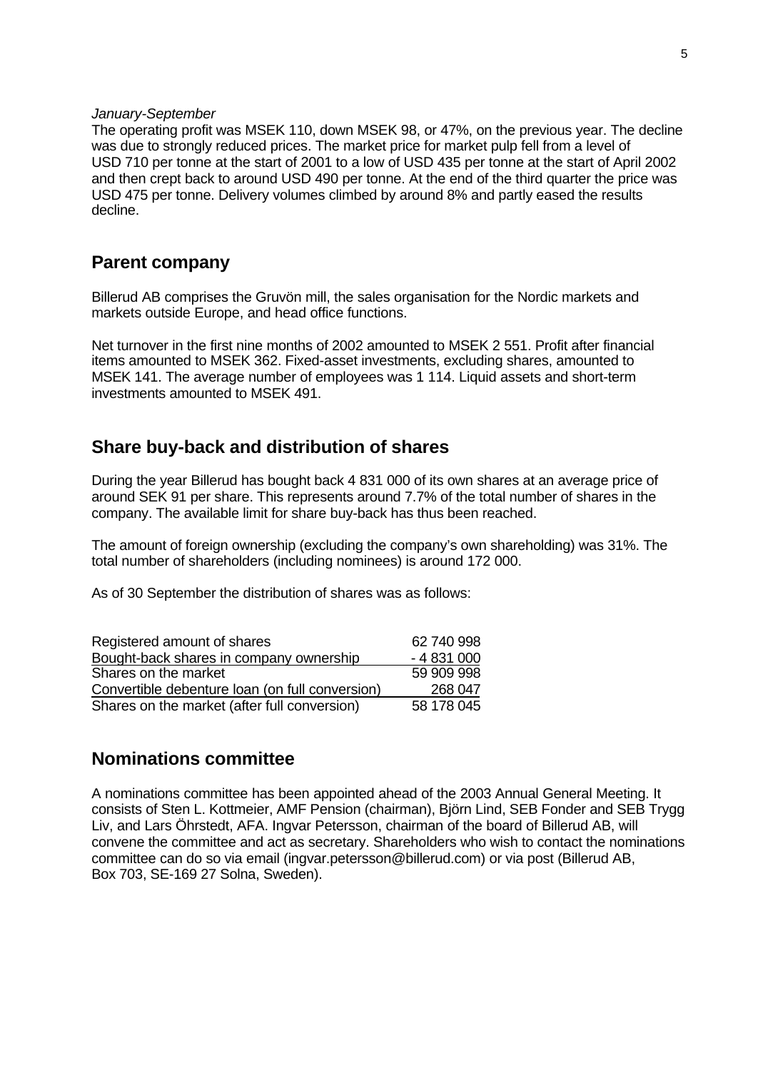*January-September*

The operating profit was MSEK 110, down MSEK 98, or 47%, on the previous year. The decline was due to strongly reduced prices. The market price for market pulp fell from a level of USD 710 per tonne at the start of 2001 to a low of USD 435 per tonne at the start of April 2002 and then crept back to around USD 490 per tonne. At the end of the third quarter the price was USD 475 per tonne. Delivery volumes climbed by around 8% and partly eased the results decline.

## Parent company

Billerud AB comprises the Gruvön mill, the sales organisation for the Nordic markets and markets outside Europe, and head office functions.

Net turnover in the first nine months of 2002 amounted to MSEK 2 551. Profit after financial items amounted to MSEK 362. Fixed-asset investments, excluding shares, amounted to MSEK 141. The average number of employees was 1 114. Liquid assets and short-term investments amounted to MSEK 491.

## Share buy-back and distribution of shares

During the year Billerud has bought back 4 831 000 of its own shares at an average price of around SEK 91 per share. This represents around 7.7% of the total number of shares in the company. The available limit for share buy-back has thus been reached.

The amount of foreign ownership (excluding the company's own shareholding) was 31%. The total number of shareholders (including nominees) is around 172 000.

As of 30 September the distribution of shares was as follows:

| | |
|---|---|
| Registered amount of shares | 62 740 998 |
| Bought-back shares in company ownership | - 4 831 000 |
| Shares on the market | 59 909 998 |
| Convertible debenture loan (on full conversion) | 268 047 |
| Shares on the market (after full conversion) | 58 178 045 |

## Nominations committee

A nominations committee has been appointed ahead of the 2003 Annual General Meeting. It consists of Sten L. Kottmeier, AMF Pension (chairman), Björn Lind, SEB Fonder and SEB Trygg Liv, and Lars Öhrstedt, AFA. Ingvar Petersson, chairman of the board of Billerud AB, will convene the committee and act as secretary. Shareholders who wish to contact the nominations committee can do so via email (ingvar.petersson@billerud.com) or via post (Billerud AB, Box 703, SE-169 27 Solna, Sweden).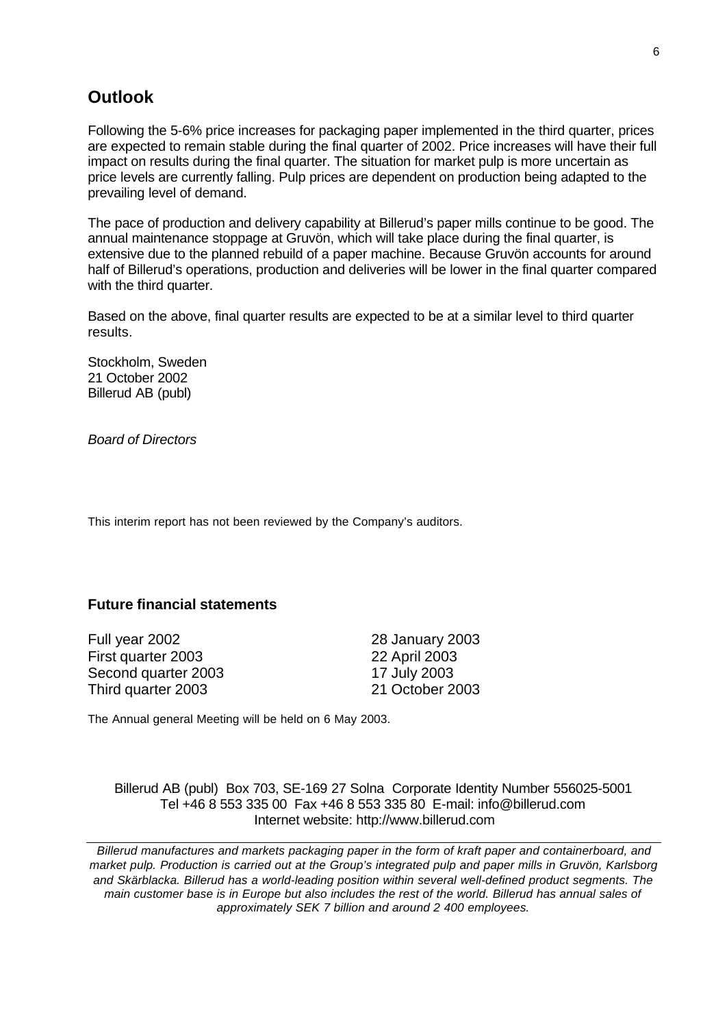## Outlook

Following the 5-6% price increases for packaging paper implemented in the third quarter, prices are expected to remain stable during the final quarter of 2002. Price increases will have their full impact on results during the final quarter. The situation for market pulp is more uncertain as price levels are currently falling. Pulp prices are dependent on production being adapted to the prevailing level of demand.

The pace of production and delivery capability at Billerud's paper mills continue to be good. The annual maintenance stoppage at Gruvön, which will take place during the final quarter, is extensive due to the planned rebuild of a paper machine. Because Gruvön accounts for around half of Billerud's operations, production and deliveries will be lower in the final quarter compared with the third quarter.

Based on the above, final quarter results are expected to be at a similar level to third quarter results.

Stockholm, Sweden
21 October 2002
Billerud AB (publ)

*Board of Directors*

This interim report has not been reviewed by the Company's auditors.

### Future financial statements

| | |
|---|---|
| Full year 2002 | 28 January 2003 |
| First quarter 2003 | 22 April 2003 |
| Second quarter 2003 | 17 July 2003 |
| Third quarter 2003 | 21 October 2003 |

The Annual general Meeting will be held on 6 May 2003.

Billerud AB (publ) Box 703, SE-169 27 Solna Corporate Identity Number 556025-5001
Tel +46 8 553 335 00 Fax +46 8 553 335 80 E-mail: info@billerud.com
Internet website: http://www.billerud.com

*Billerud manufactures and markets packaging paper in the form of kraft paper and containerboard, and market pulp. Production is carried out at the Group's integrated pulp and paper mills in Gruvön, Karlsborg and Skärblacka. Billerud has a world-leading position within several well-defined product segments. The main customer base is in Europe but also includes the rest of the world. Billerud has annual sales of approximately SEK 7 billion and around 2 400 employees.*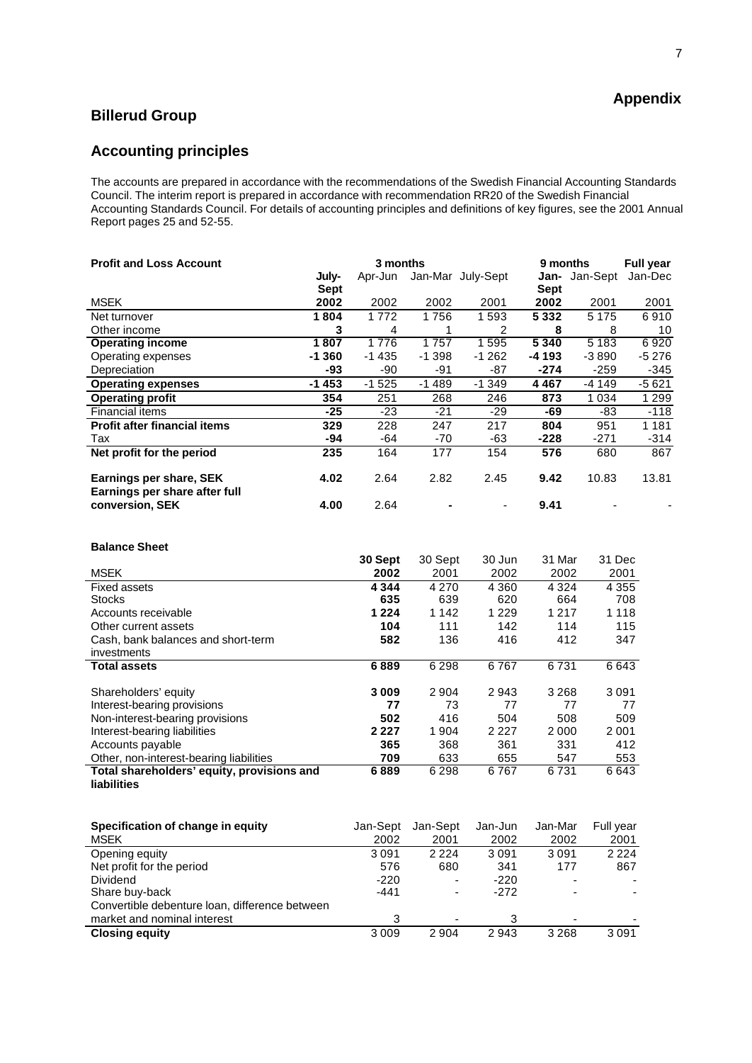## Appendix

# Billerud Group

## Accounting principles

The accounts are prepared in accordance with the recommendations of the Swedish Financial Accounting Standards Council. The interim report is prepared in accordance with recommendation RR20 of the Swedish Financial Accounting Standards Council. For details of accounting principles and definitions of key figures, see the 2001 Annual Report pages 25 and 52-55.

| Profit and Loss Account | 3 months | | | | 9 months | | Full year |
|---|---|---|---|---|---|---|---|
| | **July-Sept** | Apr-Jun | Jan-Mar | July-Sept | **Jan-Sept** | Jan-Sept | Jan-Dec |
| MSEK | **2002** | 2002 | 2002 | 2001 | **2002** | 2001 | 2001 |
| Net turnover | **1 804** | 1 772 | 1 756 | 1 593 | **5 332** | 5 175 | 6 910 |
| Other income | **3** | 4 | 1 | 2 | **8** | 8 | 10 |
| **Operating income** | **1 807** | 1 776 | 1 757 | 1 595 | **5 340** | 5 183 | 6 920 |
| Operating expenses | **-1 360** | -1 435 | -1 398 | -1 262 | **-4 193** | -3 890 | -5 276 |
| Depreciation | **-93** | -90 | -91 | -87 | **-274** | -259 | -345 |
| **Operating expenses** | **-1 453** | -1 525 | -1 489 | -1 349 | **4 467** | -4 149 | -5 621 |
| **Operating profit** | **354** | 251 | 268 | 246 | **873** | 1 034 | 1 299 |
| Financial items | **-25** | -23 | -21 | -29 | **-69** | -83 | -118 |
| **Profit after financial items** | **329** | 228 | 247 | 217 | **804** | 951 | 1 181 |
| Tax | **-94** | -64 | -70 | -63 | **-228** | -271 | -314 |
| **Net profit for the period** | **235** | 164 | 177 | 154 | **576** | 680 | 867 |
| **Earnings per share, SEK** | **4.02** | 2.64 | 2.82 | 2.45 | **9.42** | 10.83 | 13.81 |
| **Earnings per share after full conversion, SEK** | **4.00** | 2.64 | **-** | - | **9.41** | - | - |

**Balance Sheet**

| MSEK | **30 Sept 2002** | 30 Sept 2001 | 30 Jun 2002 | 31 Mar 2002 | 31 Dec 2001 |
|---|---|---|---|---|---|
| Fixed assets | **4 344** | 4 270 | 4 360 | 4 324 | 4 355 |
| Stocks | **635** | 639 | 620 | 664 | 708 |
| Accounts receivable | **1 224** | 1 142 | 1 229 | 1 217 | 1 118 |
| Other current assets | **104** | 111 | 142 | 114 | 115 |
| Cash, bank balances and short-term investments | **582** | 136 | 416 | 412 | 347 |
| **Total assets** | **6 889** | 6 298 | 6 767 | 6 731 | 6 643 |
| Shareholders' equity | **3 009** | 2 904 | 2 943 | 3 268 | 3 091 |
| Interest-bearing provisions | **77** | 73 | 77 | 77 | 77 |
| Non-interest-bearing provisions | **502** | 416 | 504 | 508 | 509 |
| Interest-bearing liabilities | **2 227** | 1 904 | 2 227 | 2 000 | 2 001 |
| Accounts payable | **365** | 368 | 361 | 331 | 412 |
| Other, non-interest-bearing liabilities | **709** | 633 | 655 | 547 | 553 |
| **Total shareholders' equity, provisions and liabilities** | **6 889** | 6 298 | 6 767 | 6 731 | 6 643 |

| Specification of change in equity<br>MSEK | Jan-Sept 2002 | Jan-Sept 2001 | Jan-Jun 2002 | Jan-Mar 2002 | Full year 2001 |
|---|---|---|---|---|---|
| Opening equity | 3 091 | 2 224 | 3 091 | 3 091 | 2 224 |
| Net profit for the period | 576 | 680 | 341 | 177 | 867 |
| Dividend | -220 | - | -220 | - | - |
| Share buy-back | -441 | - | -272 | - | - |
| Convertible debenture loan, difference between market and nominal interest | 3 | - | 3 | - | - |
| **Closing equity** | 3 009 | 2 904 | 2 943 | 3 268 | 3 091 |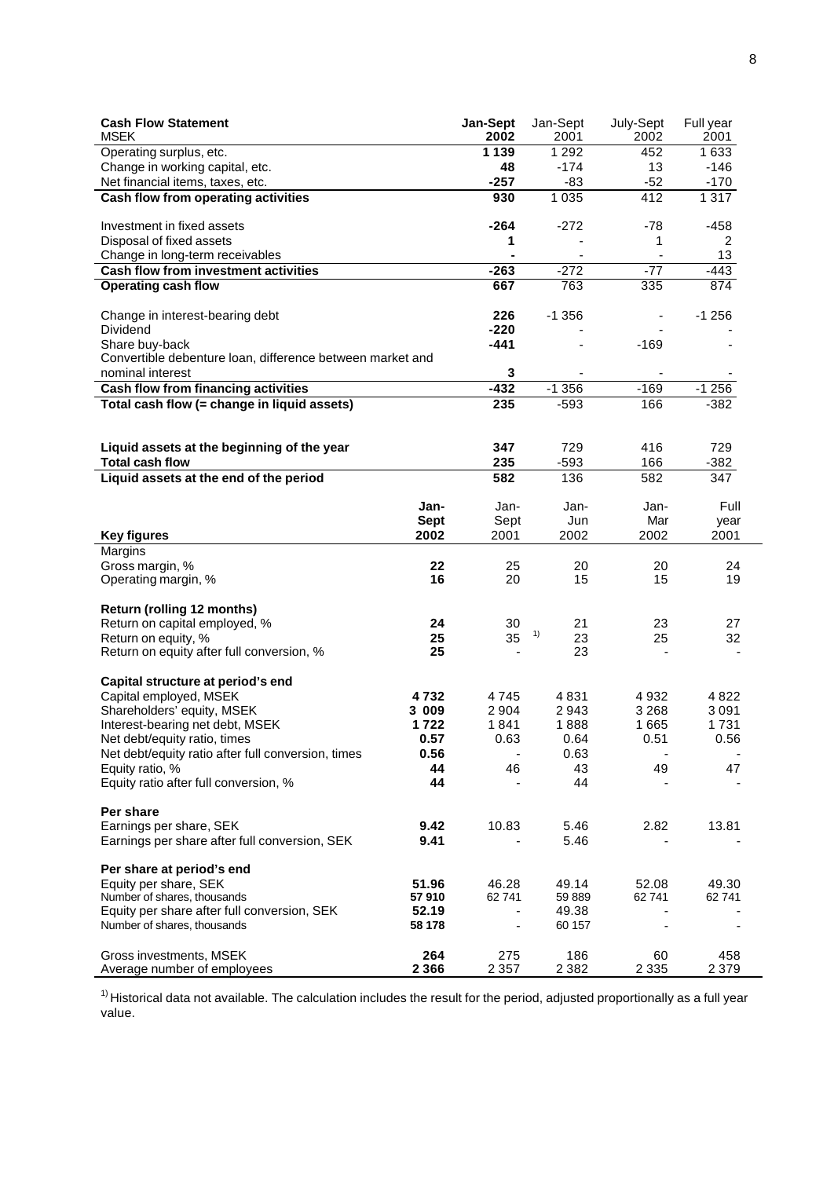| Cash Flow Statement MSEK | Jan-Sept 2002 | Jan-Sept 2001 | July-Sept 2002 | Full year 2001 |
|---|---|---|---|---|
| Operating surplus, etc. | **1 139** | 1 292 | 452 | 1 633 |
| Change in working capital, etc. | **48** | -174 | 13 | -146 |
| Net financial items, taxes, etc. | **-257** | -83 | -52 | -170 |
| **Cash flow from operating activities** | **930** | 1 035 | 412 | 1 317 |
| | | | | |
| Investment in fixed assets | **-264** | -272 | -78 | -458 |
| Disposal of fixed assets | **1** | - | 1 | 2 |
| Change in long-term receivables | **-** | - | - | 13 |
| **Cash flow from investment activities** | **-263** | -272 | -77 | -443 |
| **Operating cash flow** | **667** | 763 | 335 | 874 |
| | | | | |
| Change in interest-bearing debt | **226** | -1 356 | - | -1 256 |
| Dividend | **-220** | - | - | - |
| Share buy-back | **-441** | - | -169 | - |
| Convertible debenture loan, difference between market and nominal interest | **3** | - | - | - |
| **Cash flow from financing activities** | **-432** | -1 356 | -169 | -1 256 |
| **Total cash flow (= change in liquid assets)** | **235** | -593 | 166 | -382 |
| | | | | |
| **Liquid assets at the beginning of the year** | **347** | 729 | 416 | 729 |
| **Total cash flow** | **235** | -593 | 166 | -382 |
| **Liquid assets at the end of the period** | **582** | 136 | 582 | 347 |

| Key figures | Jan-Sept 2002 | Jan-Sept 2001 | Jan-Jun 2002 | Jan-Mar 2002 | Full year 2001 |
|---|---|---|---|---|---|
| Margins | | | | | |
| Gross margin, % | **22** | 25 | 20 | 20 | 24 |
| Operating margin, % | **16** | 20 | 15 | 15 | 19 |
| | | | | | |
| **Return (rolling 12 months)** | | | | | |
| Return on capital employed, % | **24** | 30 | 21 | 23 | 27 |
| Return on equity, % | **25** | 35 [1] | 23 | 25 | 32 |
| Return on equity after full conversion, % | **25** | - | 23 | - | - |
| | | | | | |
| **Capital structure at period's end** | | | | | |
| Capital employed, MSEK | **4 732** | 4 745 | 4 831 | 4 932 | 4 822 |
| Shareholders' equity, MSEK | **3 009** | 2 904 | 2 943 | 3 268 | 3 091 |
| Interest-bearing net debt, MSEK | **1 722** | 1 841 | 1 888 | 1 665 | 1 731 |
| Net debt/equity ratio, times | **0.57** | 0.63 | 0.64 | 0.51 | 0.56 |
| Net debt/equity ratio after full conversion, times | **0.56** | - | 0.63 | - | - |
| Equity ratio, % | **44** | 46 | 43 | 49 | 47 |
| Equity ratio after full conversion, % | **44** | - | 44 | - | - |
| | | | | | |
| **Per share** | | | | | |
| Earnings per share, SEK | **9.42** | 10.83 | 5.46 | 2.82 | 13.81 |
| Earnings per share after full conversion, SEK | **9.41** | - | 5.46 | - | - |
| | | | | | |
| **Per share at period's end** | | | | | |
| Equity per share, SEK | **51.96** | 46.28 | 49.14 | 52.08 | 49.30 |
| Number of shares, thousands | **57 910** | 62 741 | 59 889 | 62 741 | 62 741 |
| Equity per share after full conversion, SEK | **52.19** | - | 49.38 | - | - |
| Number of shares, thousands | **58 178** | - | 60 157 | - | - |
| | | | | | |
| Gross investments, MSEK | **264** | 275 | 186 | 60 | 458 |
| Average number of employees | **2 366** | 2 357 | 2 382 | 2 335 | 2 379 |

[1] Historical data not available. The calculation includes the result for the period, adjusted proportionally as a full year value.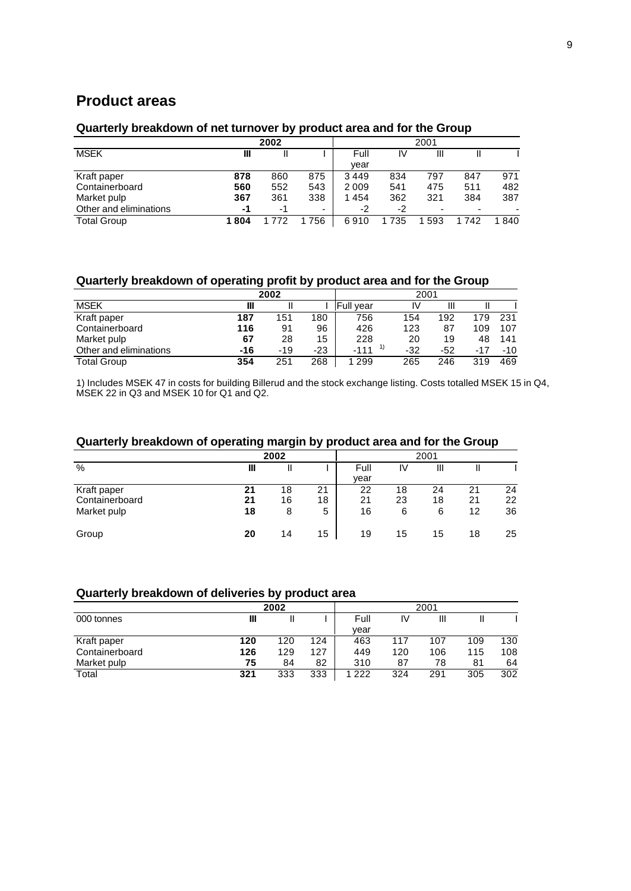# Product areas

## Quarterly breakdown of net turnover by product area and for the Group

| MSEK | 2002 III | 2002 II | 2002 I | 2001 Full year | 2001 IV | 2001 III | 2001 II | 2001 I |
|---|---|---|---|---|---|---|---|---|
| Kraft paper | **878** | 860 | 875 | 3 449 | 834 | 797 | 847 | 971 |
| Containerboard | **560** | 552 | 543 | 2 009 | 541 | 475 | 511 | 482 |
| Market pulp | **367** | 361 | 338 | 1 454 | 362 | 321 | 384 | 387 |
| Other and eliminations | **-1** | -1 | - | -2 | -2 | - | - | - |
| Total Group | **1 804** | 1 772 | 1 756 | 6 910 | 1 735 | 1 593 | 1 742 | 1 840 |

## Quarterly breakdown of operating profit by product area and for the Group

| MSEK | 2002 III | 2002 II | 2002 I | 2001 Full year | 2001 IV | 2001 III | 2001 II | 2001 I |
|---|---|---|---|---|---|---|---|---|
| Kraft paper | **187** | 151 | 180 | 756 | 154 | 192 | 179 | 231 |
| Containerboard | **116** | 91 | 96 | 426 | 123 | 87 | 109 | 107 |
| Market pulp | **67** | 28 | 15 | 228 | 20 | 19 | 48 | 141 |
| Other and eliminations | **-16** | -19 | -23 | -111 [1)] | -32 | -52 | -17 | -10 |
| Total Group | **354** | 251 | 268 | 1 299 | 265 | 246 | 319 | 469 |

1) Includes MSEK 47 in costs for building Billerud and the stock exchange listing. Costs totalled MSEK 15 in Q4, MSEK 22 in Q3 and MSEK 10 for Q1 and Q2.

## Quarterly breakdown of operating margin by product area and for the Group

| % | 2002 III | 2002 II | 2002 I | 2001 Full year | 2001 IV | 2001 III | 2001 II | 2001 I |
|---|---|---|---|---|---|---|---|---|
| Kraft paper | **21** | 18 | 21 | 22 | 18 | 24 | 21 | 24 |
| Containerboard | **21** | 16 | 18 | 21 | 23 | 18 | 21 | 22 |
| Market pulp | **18** | 8 | 5 | 16 | 6 | 6 | 12 | 36 |
| Group | **20** | 14 | 15 | 19 | 15 | 15 | 18 | 25 |

## Quarterly breakdown of deliveries by product area

| 000 tonnes | 2002 III | 2002 II | 2002 I | 2001 Full year | 2001 IV | 2001 III | 2001 II | 2001 I |
|---|---|---|---|---|---|---|---|---|
| Kraft paper | **120** | 120 | 124 | 463 | 117 | 107 | 109 | 130 |
| Containerboard | **126** | 129 | 127 | 449 | 120 | 106 | 115 | 108 |
| Market pulp | **75** | 84 | 82 | 310 | 87 | 78 | 81 | 64 |
| Total | **321** | 333 | 333 | 1 222 | 324 | 291 | 305 | 302 |